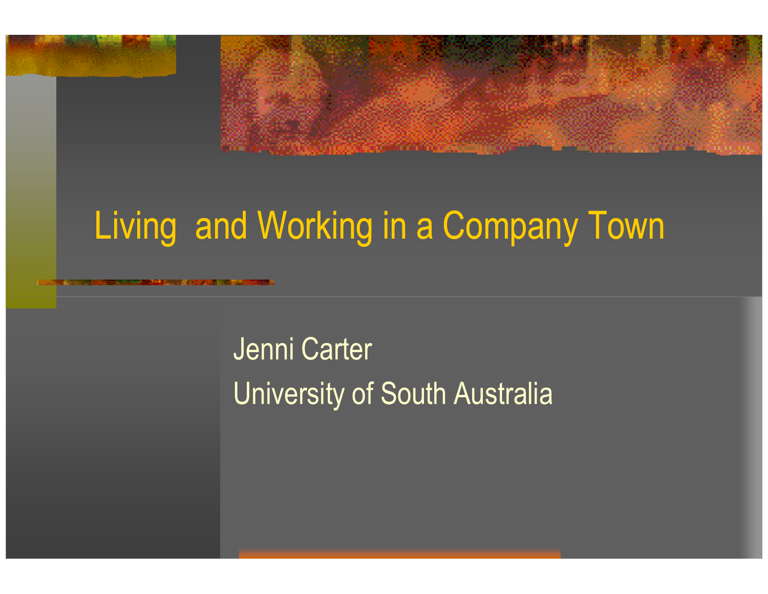# Living and Working in a Company Town

Jenni Carter

University of South Australia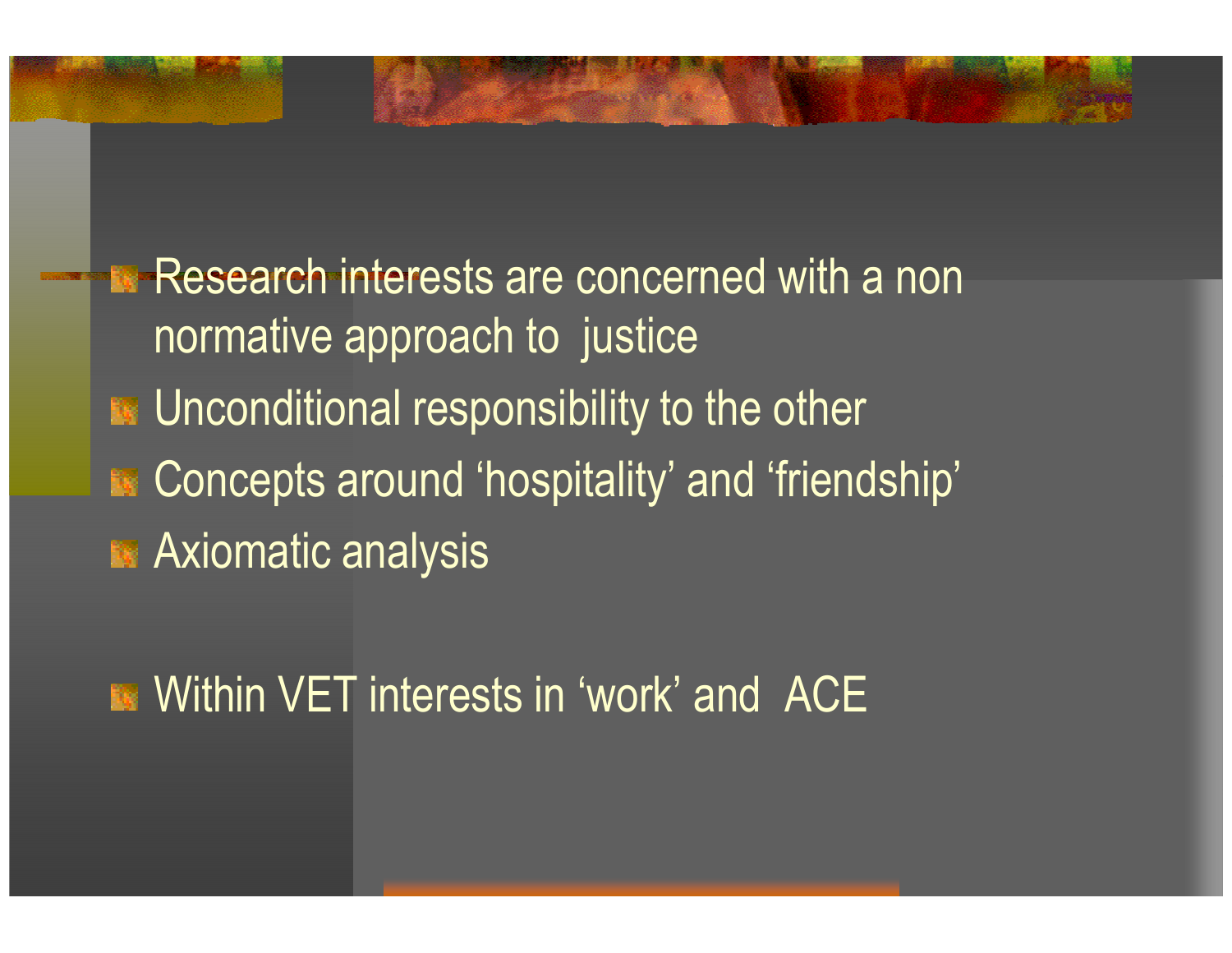- Research interests are concerned with a non normative approach to justice
- Unconditional responsibility to the other
- Concepts around ‘hospitality’ and ‘friendship’
- Axiomatic analysis

- Within VET interests in ‘work’ and ACE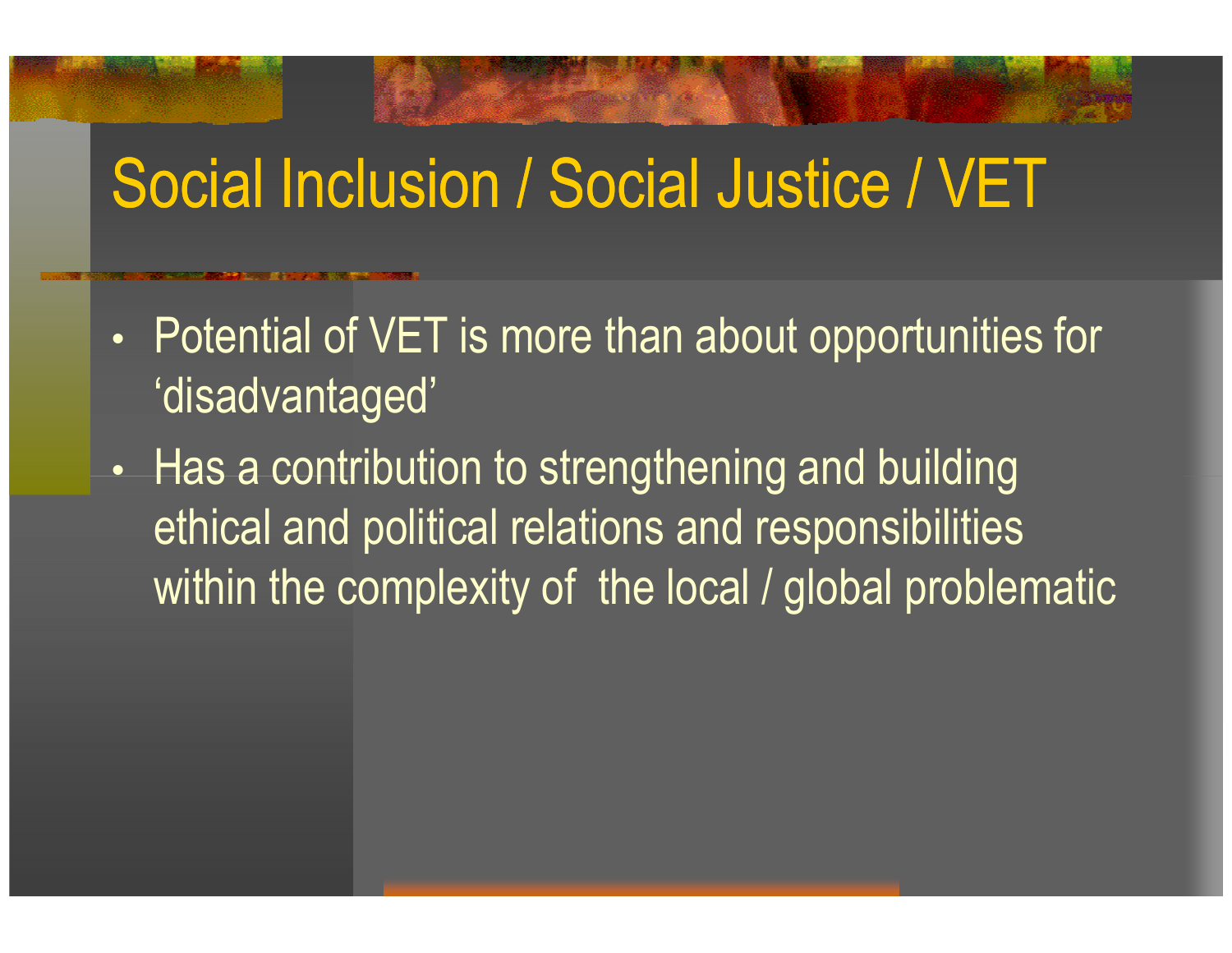# Social Inclusion / Social Justice / VET

- Potential of VET is more than about opportunities for ‘disadvantaged’
- Has a contribution to strengthening and building ethical and political relations and responsibilities within the complexity of the local / global problematic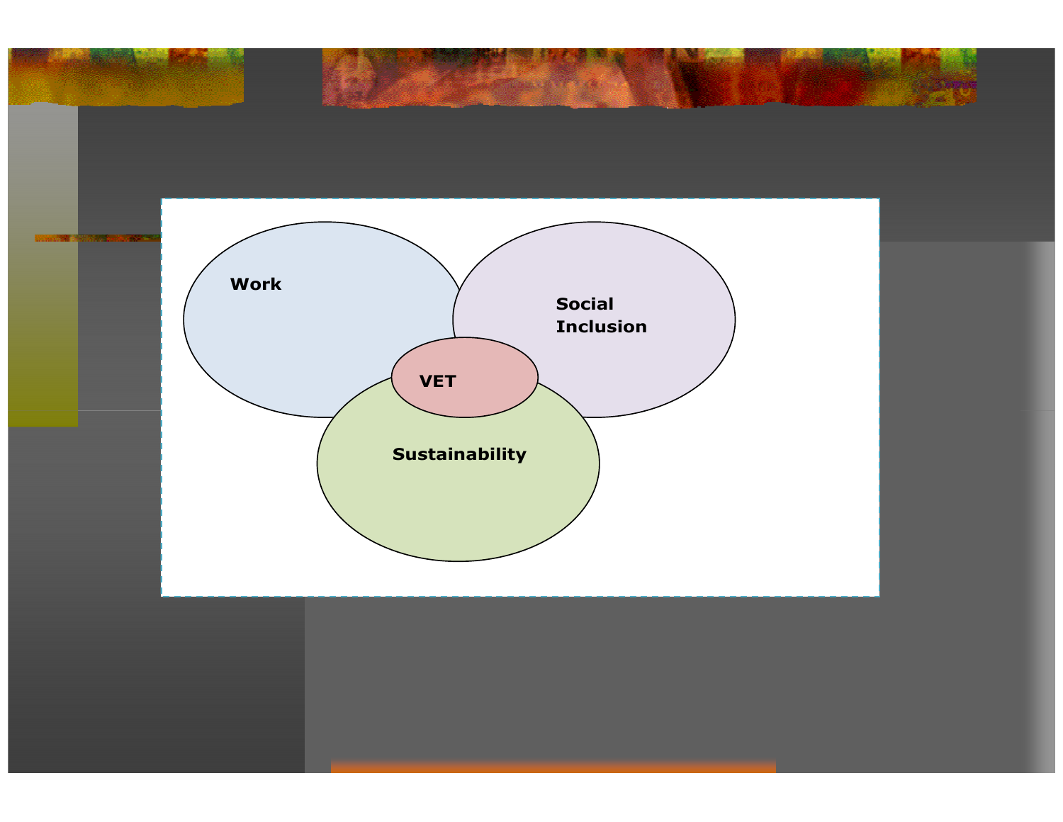Work

Social Inclusion

VET

Sustainability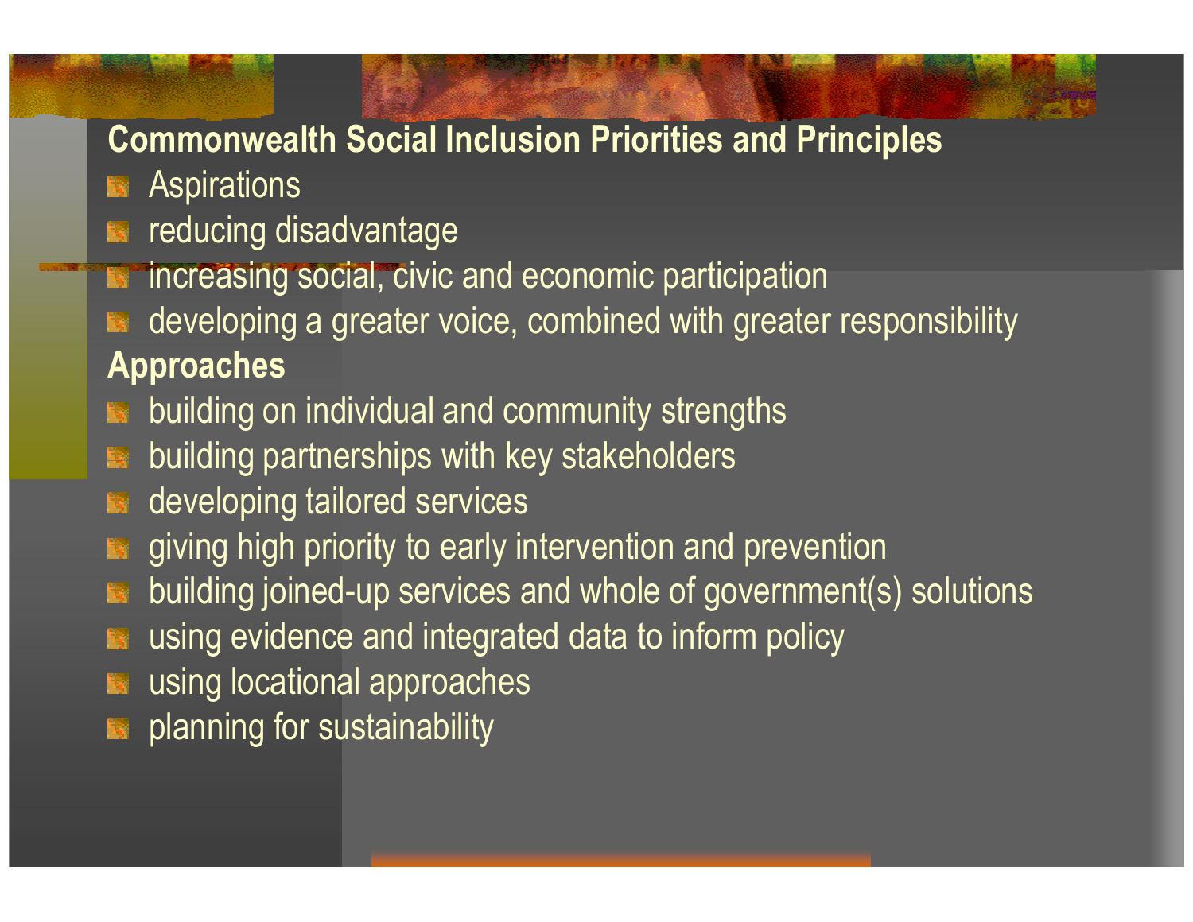## Commonwealth Social Inclusion Priorities and Principles

- Aspirations
- reducing disadvantage
- increasing social, civic and economic participation
- developing a greater voice, combined with greater responsibility

## Approaches

- building on individual and community strengths
- building partnerships with key stakeholders
- developing tailored services
- giving high priority to early intervention and prevention
- building joined-up services and whole of government(s) solutions
- using evidence and integrated data to inform policy
- using locational approaches
- planning for sustainability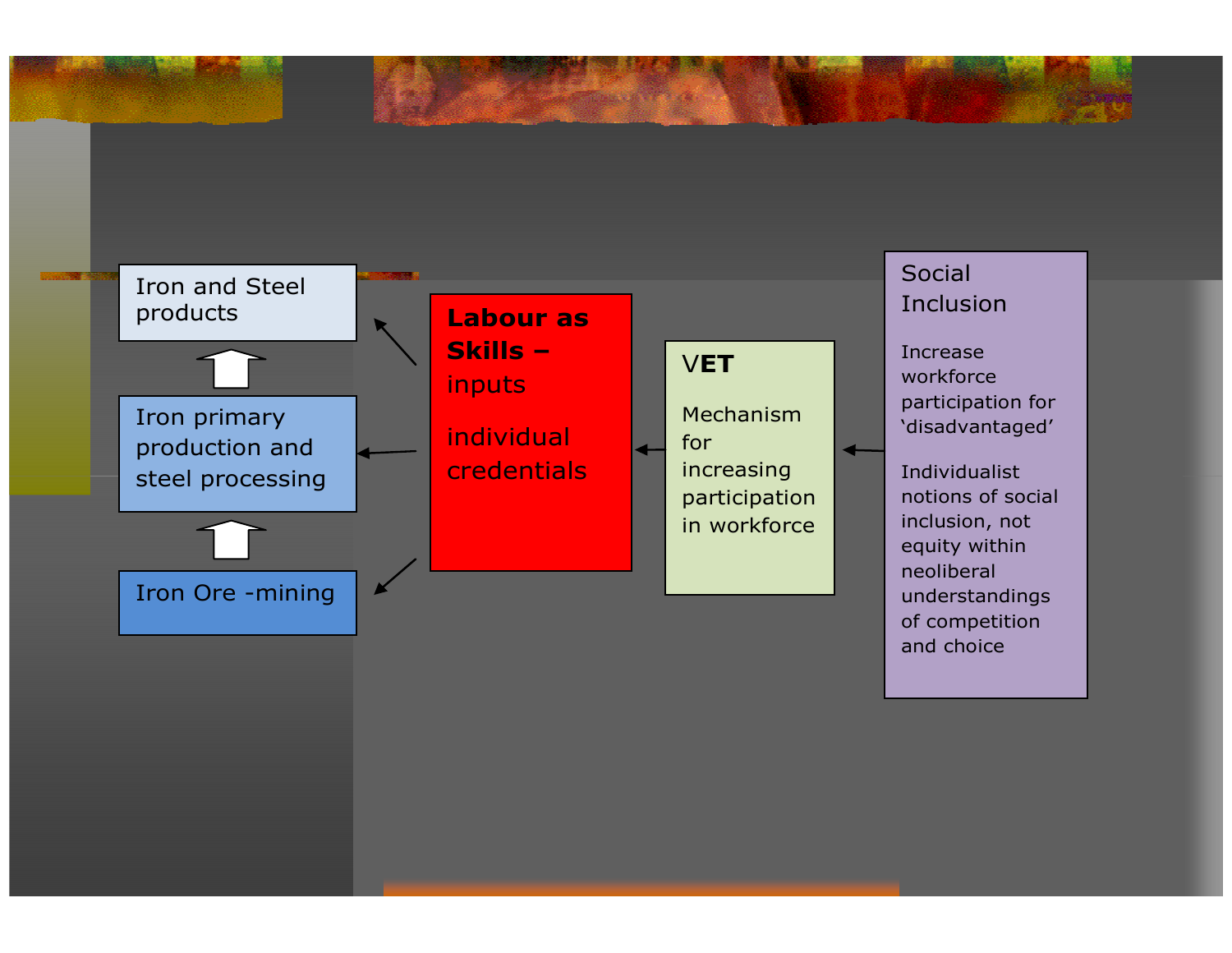Iron and Steel products

Iron primary production and steel processing

Iron Ore -mining

**Labour as Skills –** inputs

individual credentials

V**ET**

Mechanism for increasing participation in workforce

Social Inclusion

Increase workforce participation for ‘disadvantaged’

Individualist notions of social inclusion, not equity within neoliberal understandings of competition and choice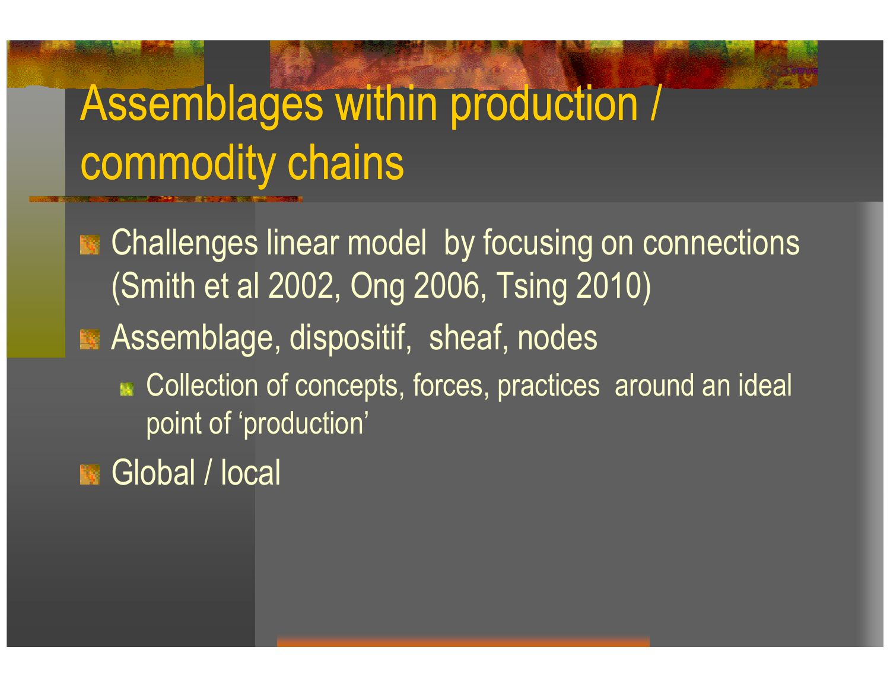# Assemblages within production / commodity chains

- Challenges linear model by focusing on connections (Smith et al 2002, Ong 2006, Tsing 2010)
- Assemblage, dispositif, sheaf, nodes
  - Collection of concepts, forces, practices around an ideal point of 'production'
- Global / local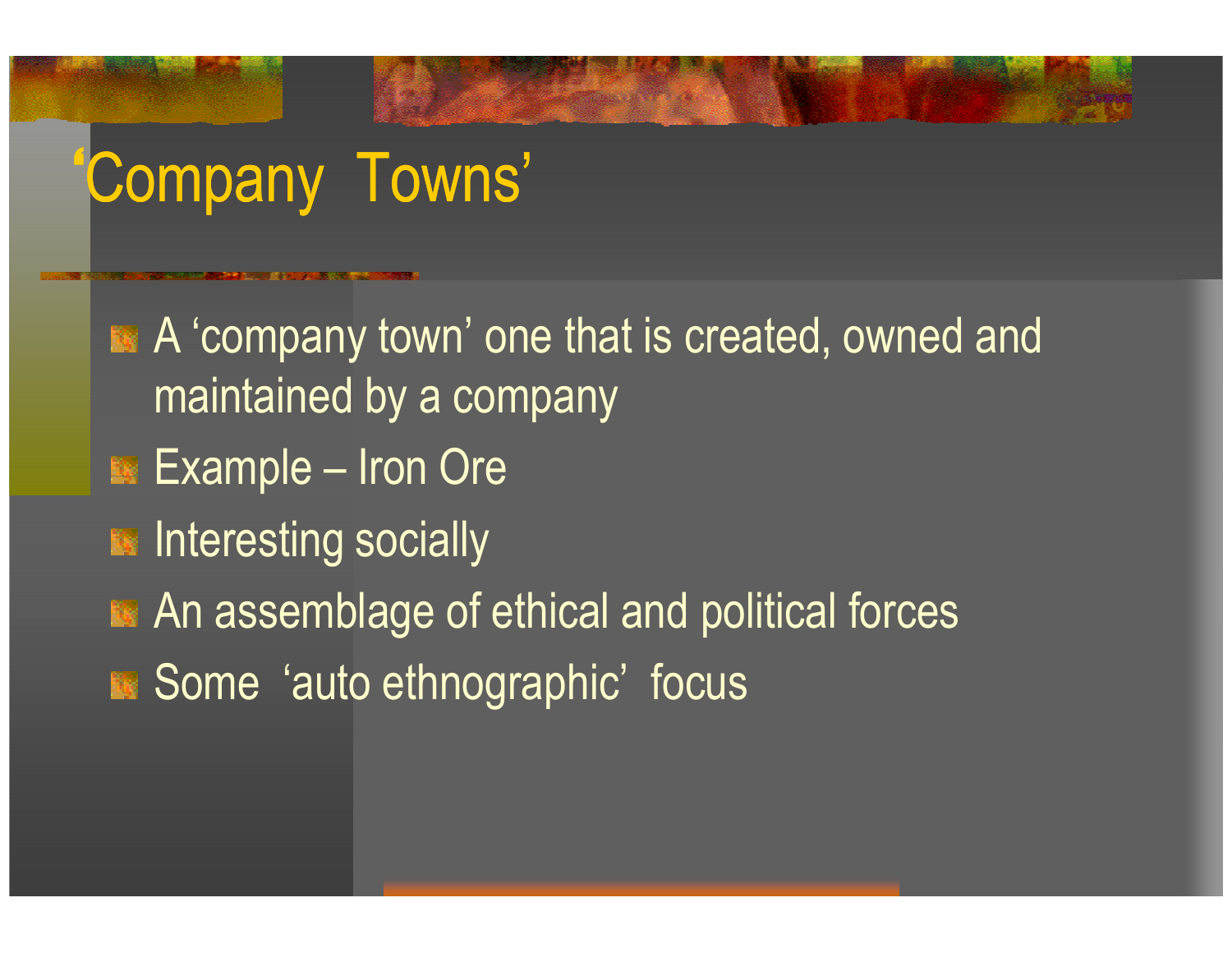# ‘Company Towns’

- A ‘company town’ one that is created, owned and maintained by a company
- Example – Iron Ore
- Interesting socially
- An assemblage of ethical and political forces
- Some ‘auto ethnographic’ focus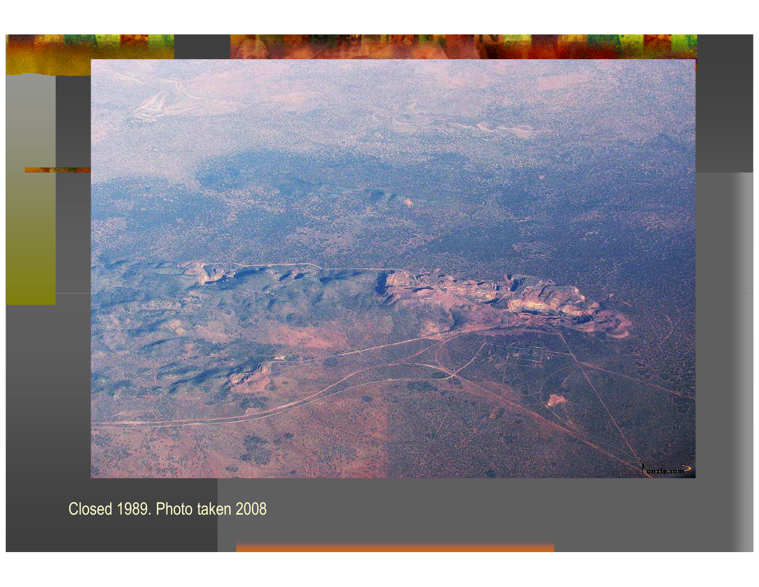Closed 1989. Photo taken 2008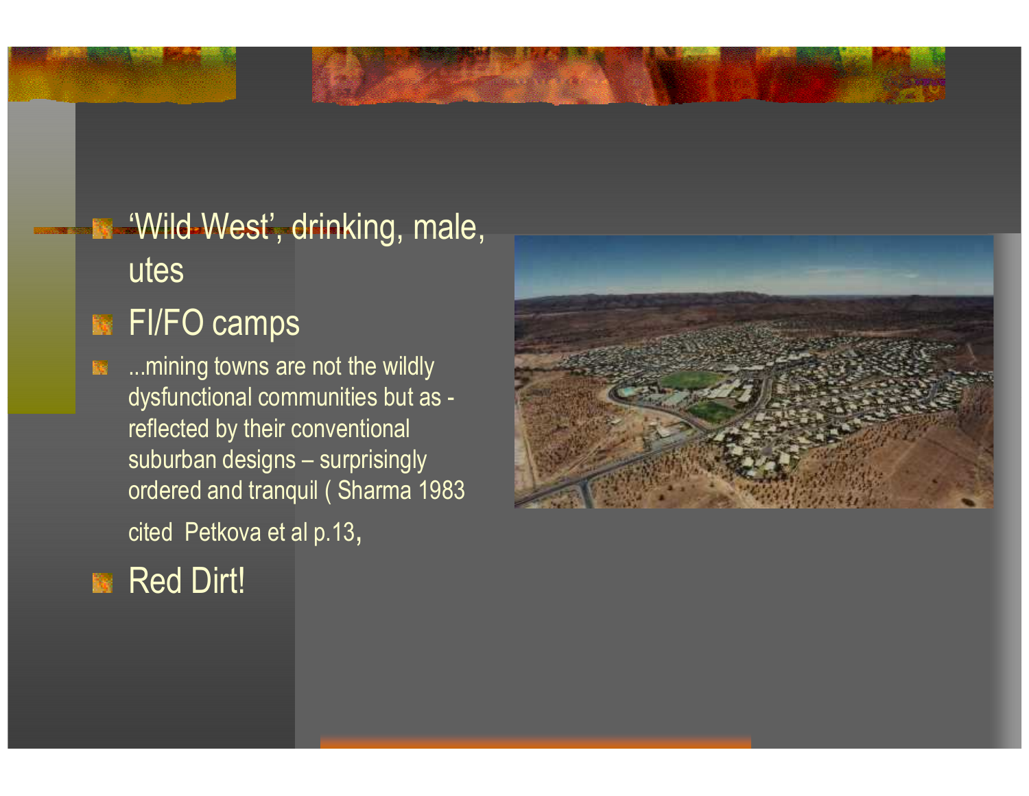- ‘Wild West’, drinking, male, utes
- FI/FO camps
- ...mining towns are not the wildly dysfunctional communities but as - reflected by their conventional suburban designs – surprisingly ordered and tranquil ( Sharma 1983 cited Petkova et al p.13,
- Red Dirt!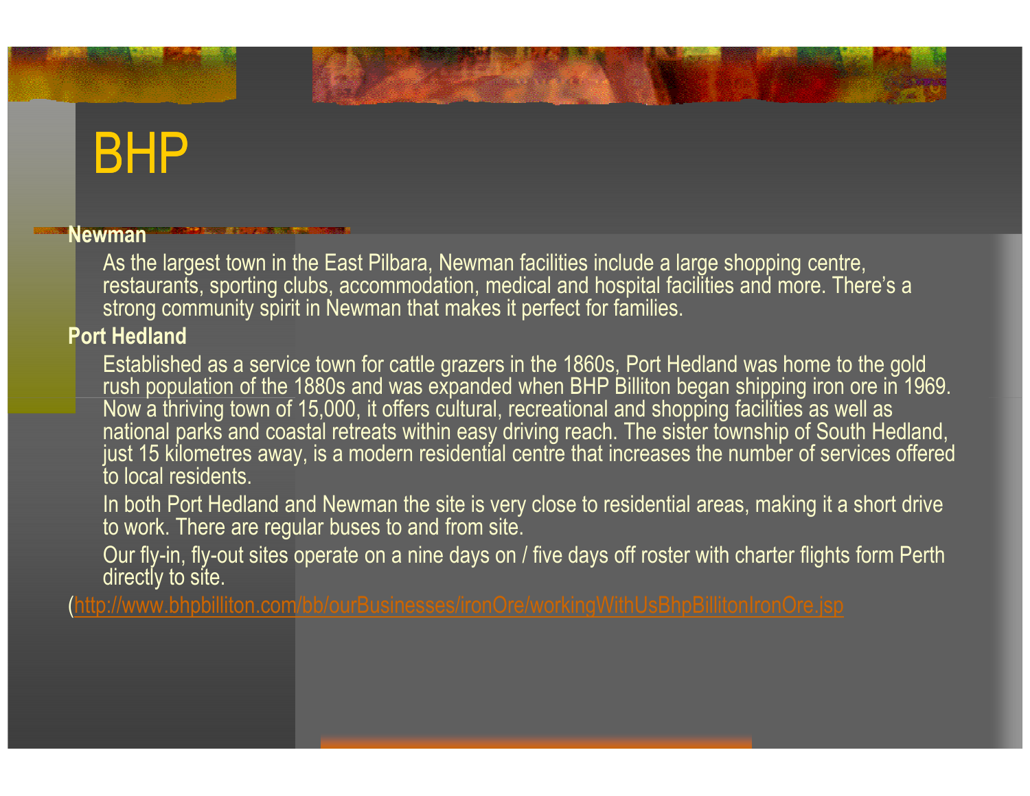# BHP

**Newman**

As the largest town in the East Pilbara, Newman facilities include a large shopping centre, restaurants, sporting clubs, accommodation, medical and hospital facilities and more. There's a strong community spirit in Newman that makes it perfect for families.

**Port Hedland**

Established as a service town for cattle grazers in the 1860s, Port Hedland was home to the gold rush population of the 1880s and was expanded when BHP Billiton began shipping iron ore in 1969. Now a thriving town of 15,000, it offers cultural, recreational and shopping facilities as well as national parks and coastal retreats within easy driving reach. The sister township of South Hedland, just 15 kilometres away, is a modern residential centre that increases the number of services offered to local residents.

In both Port Hedland and Newman the site is very close to residential areas, making it a short drive to work. There are regular buses to and from site.

Our fly-in, fly-out sites operate on a nine days on / five days off roster with charter flights form Perth directly to site.

(http://www.bhpbilliton.com/bb/ourBusinesses/ironOre/workingWithUsBhpBillitonIronOre.jsp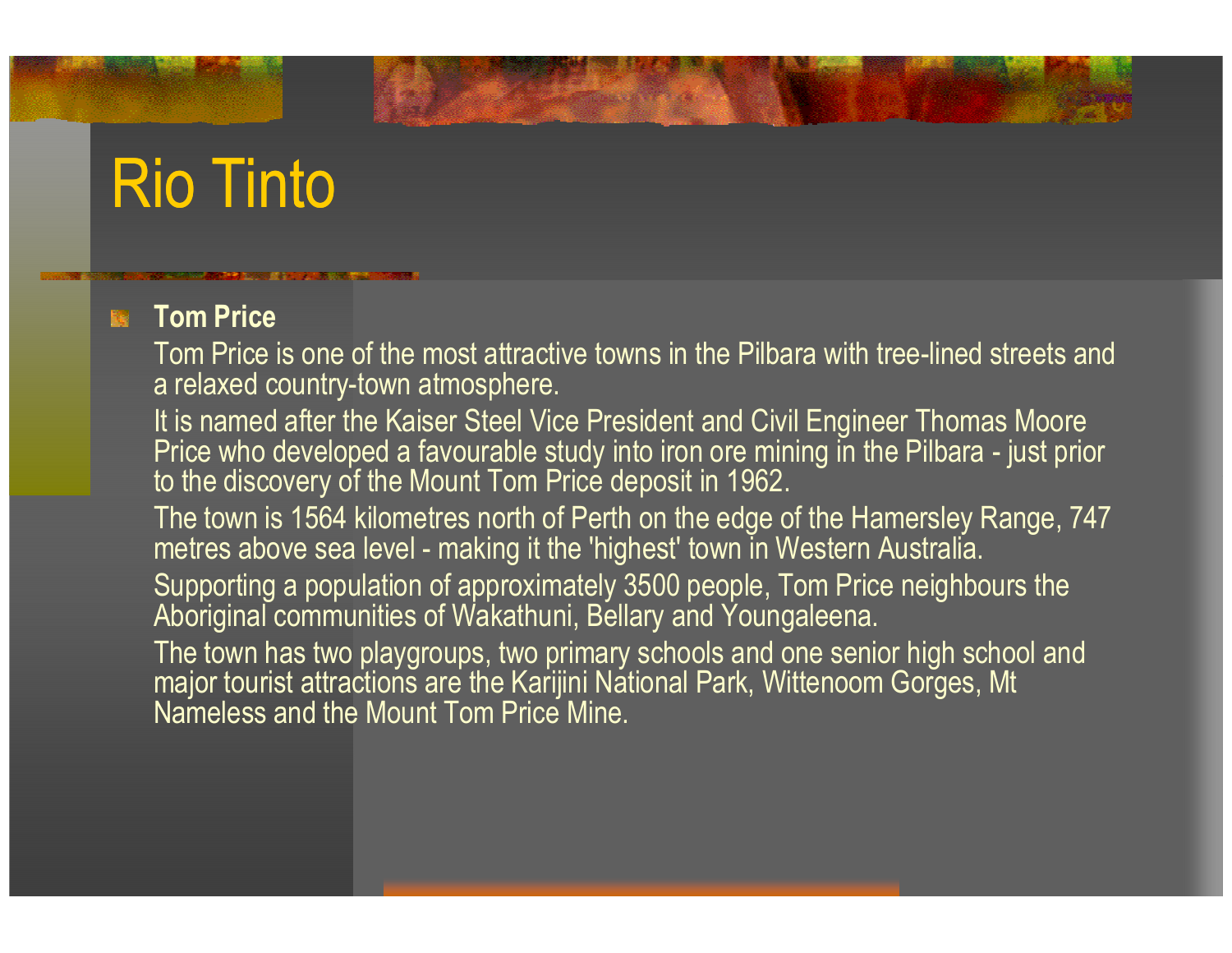# Rio Tinto

- **Tom Price**

  Tom Price is one of the most attractive towns in the Pilbara with tree-lined streets and a relaxed country-town atmosphere.

  It is named after the Kaiser Steel Vice President and Civil Engineer Thomas Moore Price who developed a favourable study into iron ore mining in the Pilbara - just prior to the discovery of the Mount Tom Price deposit in 1962.

  The town is 1564 kilometres north of Perth on the edge of the Hamersley Range, 747 metres above sea level - making it the 'highest' town in Western Australia.

  Supporting a population of approximately 3500 people, Tom Price neighbours the Aboriginal communities of Wakathuni, Bellary and Youngaleena.

  The town has two playgroups, two primary schools and one senior high school and major tourist attractions are the Karijini National Park, Wittenoom Gorges, Mt Nameless and the Mount Tom Price Mine.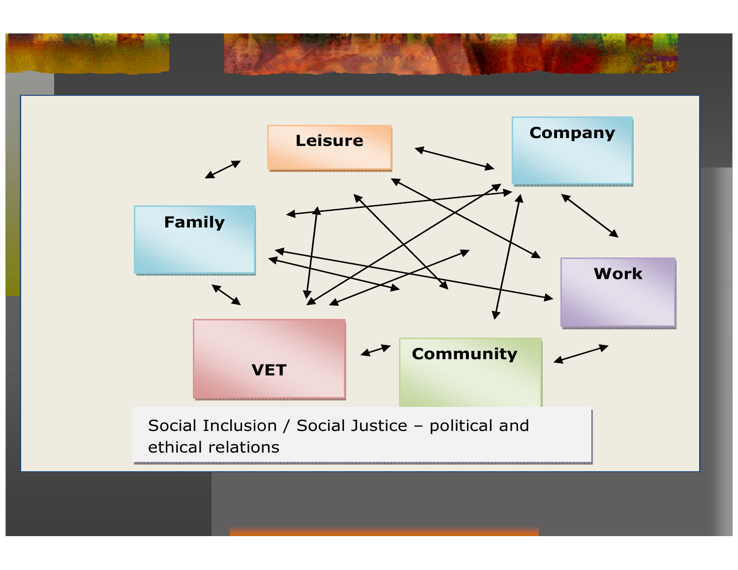Leisure

Company

Family

Work

VET

Community

Social Inclusion / Social Justice – political and ethical relations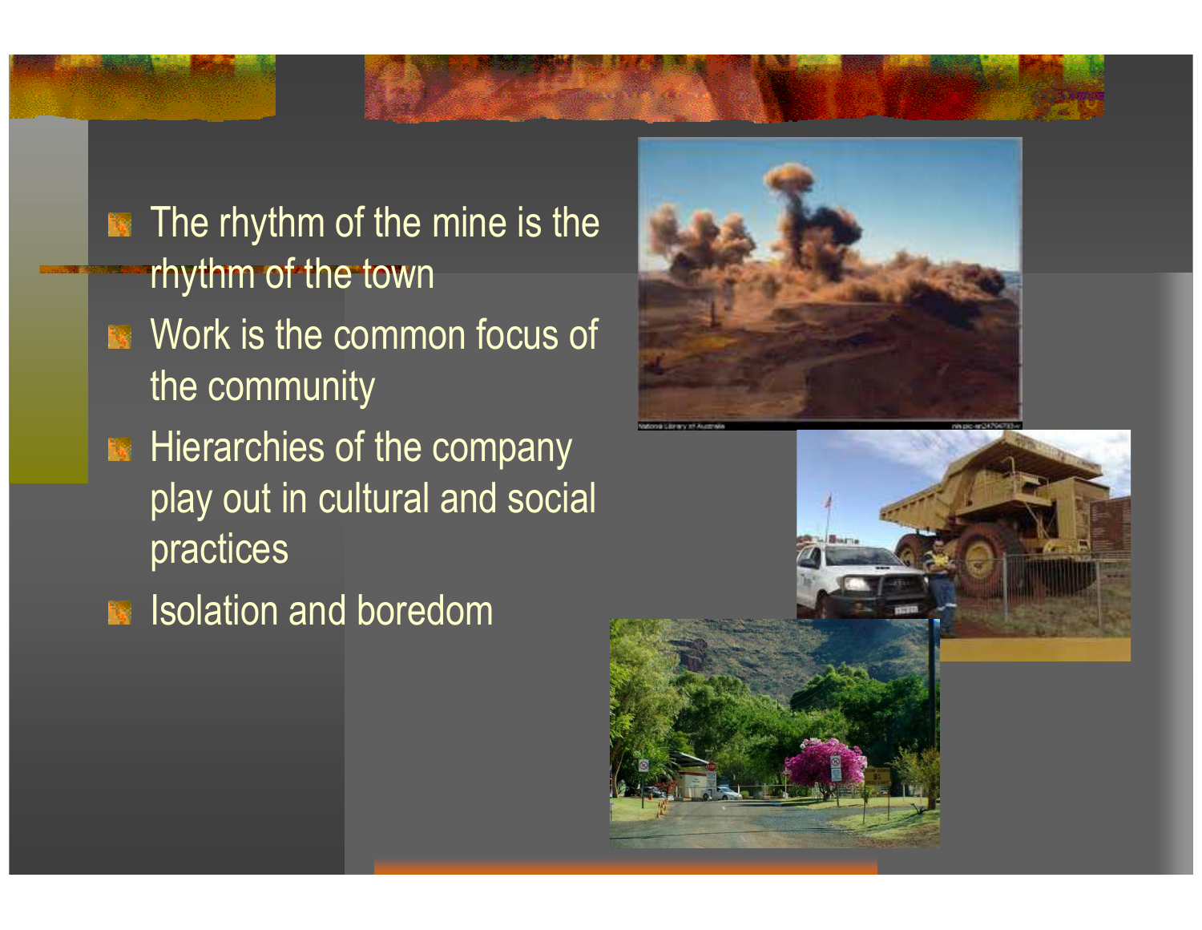- The rhythm of the mine is the rhythm of the town
- Work is the common focus of the community
- Hierarchies of the company play out in cultural and social practices
- Isolation and boredom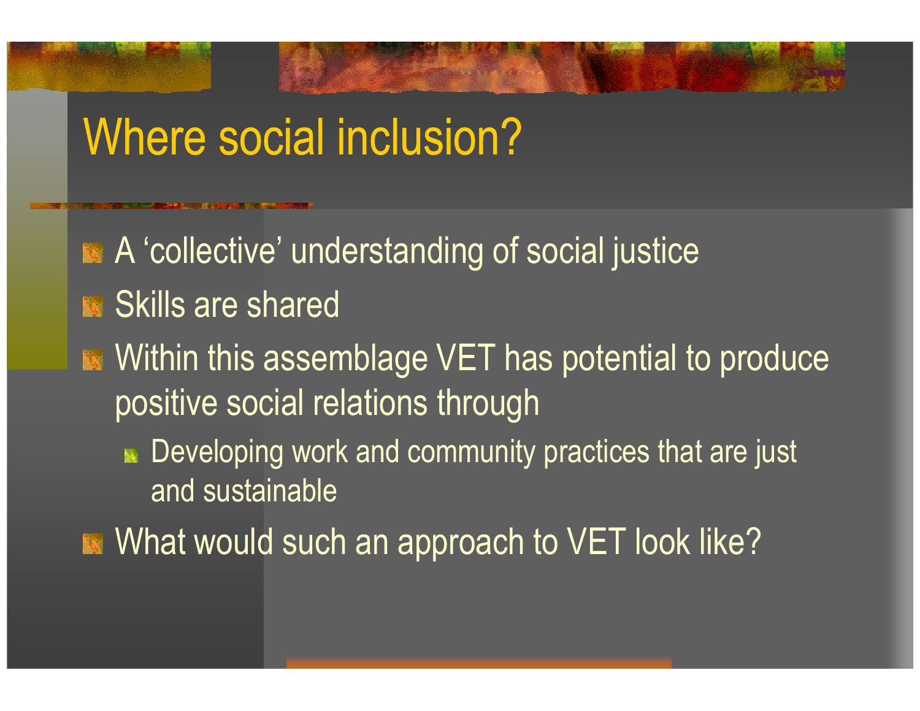# Where social inclusion?

- A ‘collective’ understanding of social justice
- Skills are shared
- Within this assemblage VET has potential to produce positive social relations through
  - Developing work and community practices that are just and sustainable
- What would such an approach to VET look like?